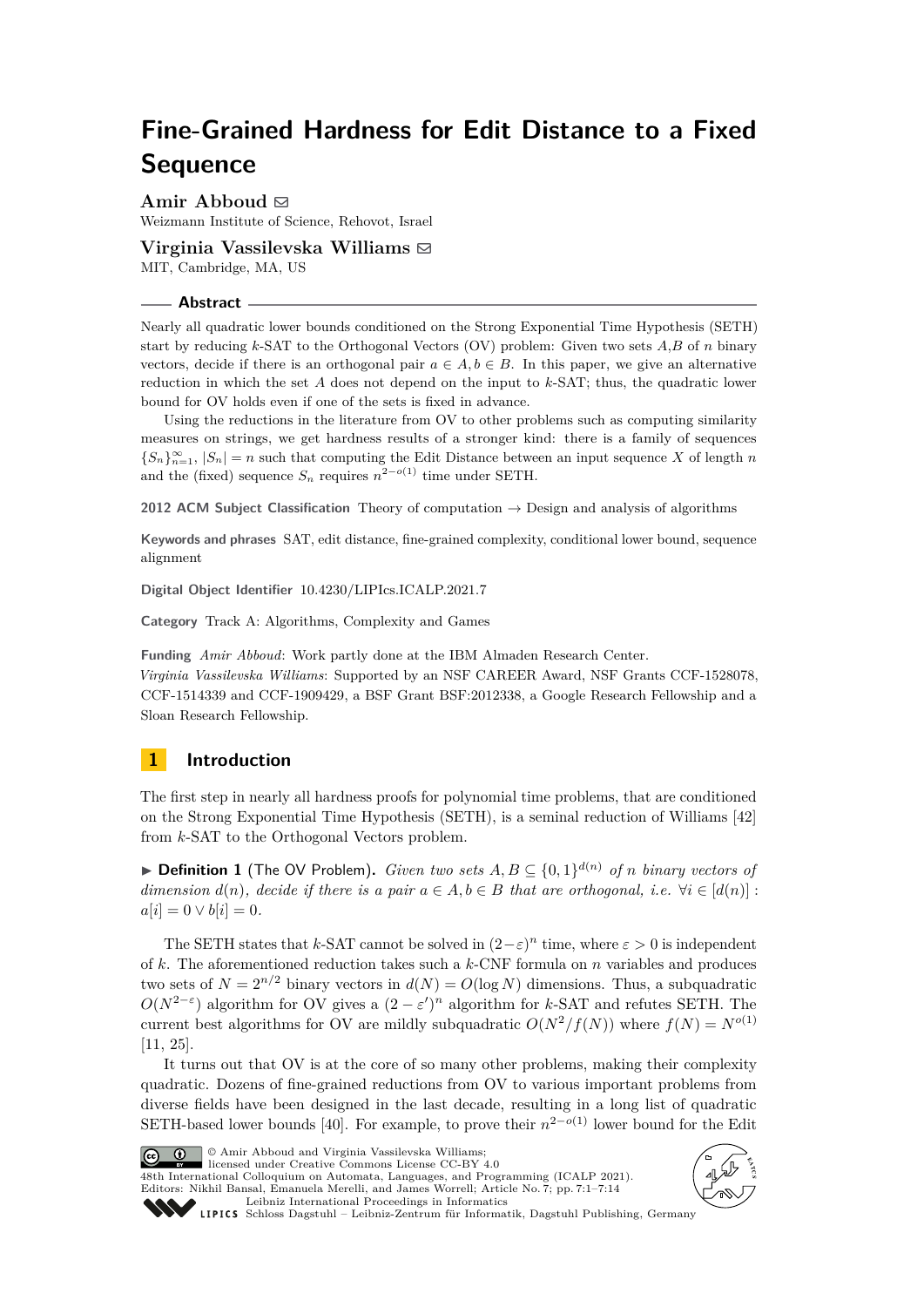# Fine-Grained Hardness for Edit Distance to a Fixed Sequence

**Amir Abboud**
Weizmann Institute of Science, Rehovot, Israel

**Virginia Vassilevska Williams**
MIT, Cambridge, MA, US

## Abstract

Nearly all quadratic lower bounds conditioned on the Strong Exponential Time Hypothesis (SETH) start by reducing $k$-SAT to the Orthogonal Vectors (OV) problem: Given two sets $A$,$B$ of $n$ binary vectors, decide if there is an orthogonal pair $a \in A, b \in B$. In this paper, we give an alternative reduction in which the set $A$ does not depend on the input to $k$-SAT; thus, the quadratic lower bound for OV holds even if one of the sets is fixed in advance.

Using the reductions in the literature from OV to other problems such as computing similarity measures on strings, we get hardness results of a stronger kind: there is a family of sequences $\{S_n\}_{n=1}^{\infty}$, $|S_n| = n$ such that computing the Edit Distance between an input sequence $X$ of length $n$ and the (fixed) sequence $S_n$ requires $n^{2-o(1)}$ time under SETH.

**2012 ACM Subject Classification** Theory of computation → Design and analysis of algorithms

**Keywords and phrases** SAT, edit distance, fine-grained complexity, conditional lower bound, sequence alignment

**Digital Object Identifier** 10.4230/LIPIcs.ICALP.2021.7

**Category** Track A: Algorithms, Complexity and Games

**Funding** *Amir Abboud*: Work partly done at the IBM Almaden Research Center.
*Virginia Vassilevska Williams*: Supported by an NSF CAREER Award, NSF Grants CCF-1528078, CCF-1514339 and CCF-1909429, a BSF Grant BSF:2012338, a Google Research Fellowship and a Sloan Research Fellowship.

## 1 Introduction

The first step in nearly all hardness proofs for polynomial time problems, that are conditioned on the Strong Exponential Time Hypothesis (SETH), is a seminal reduction of Williams [42] from $k$-SAT to the Orthogonal Vectors problem.

▶ **Definition 1** (The OV Problem). *Given two sets $A, B \subseteq \{0,1\}^{d(n)}$ of $n$ binary vectors of dimension $d(n)$, decide if there is a pair $a \in A, b \in B$ that are orthogonal, i.e. $\forall i \in [d(n)] : a[i] = 0 \vee b[i] = 0$.*

The SETH states that $k$-SAT cannot be solved in $(2-\varepsilon)^n$ time, where $\varepsilon > 0$ is independent of $k$. The aforementioned reduction takes such a $k$-CNF formula on $n$ variables and produces two sets of $N = 2^{n/2}$ binary vectors in $d(N) = O(\log N)$ dimensions. Thus, a subquadratic $O(N^{2-\varepsilon})$ algorithm for OV gives a $(2-\varepsilon')^n$ algorithm for $k$-SAT and refutes SETH. The current best algorithms for OV are mildly subquadratic $O(N^2/f(N))$ where $f(N) = N^{o(1)}$ [11, 25].

It turns out that OV is at the core of so many other problems, making their complexity quadratic. Dozens of fine-grained reductions from OV to various important problems from diverse fields have been designed in the last decade, resulting in a long list of quadratic SETH-based lower bounds [40]. For example, to prove their $n^{2-o(1)}$ lower bound for the Edit

© Amir Abboud and Virginia Vassilevska Williams;
licensed under Creative Commons License CC-BY 4.0
48th International Colloquium on Automata, Languages, and Programming (ICALP 2021).
Editors: Nikhil Bansal, Emanuela Merelli, and James Worrell; Article No. 7; pp. 7:1–7:14
Leibniz International Proceedings in Informatics
Schloss Dagstuhl – Leibniz-Zentrum für Informatik, Dagstuhl Publishing, Germany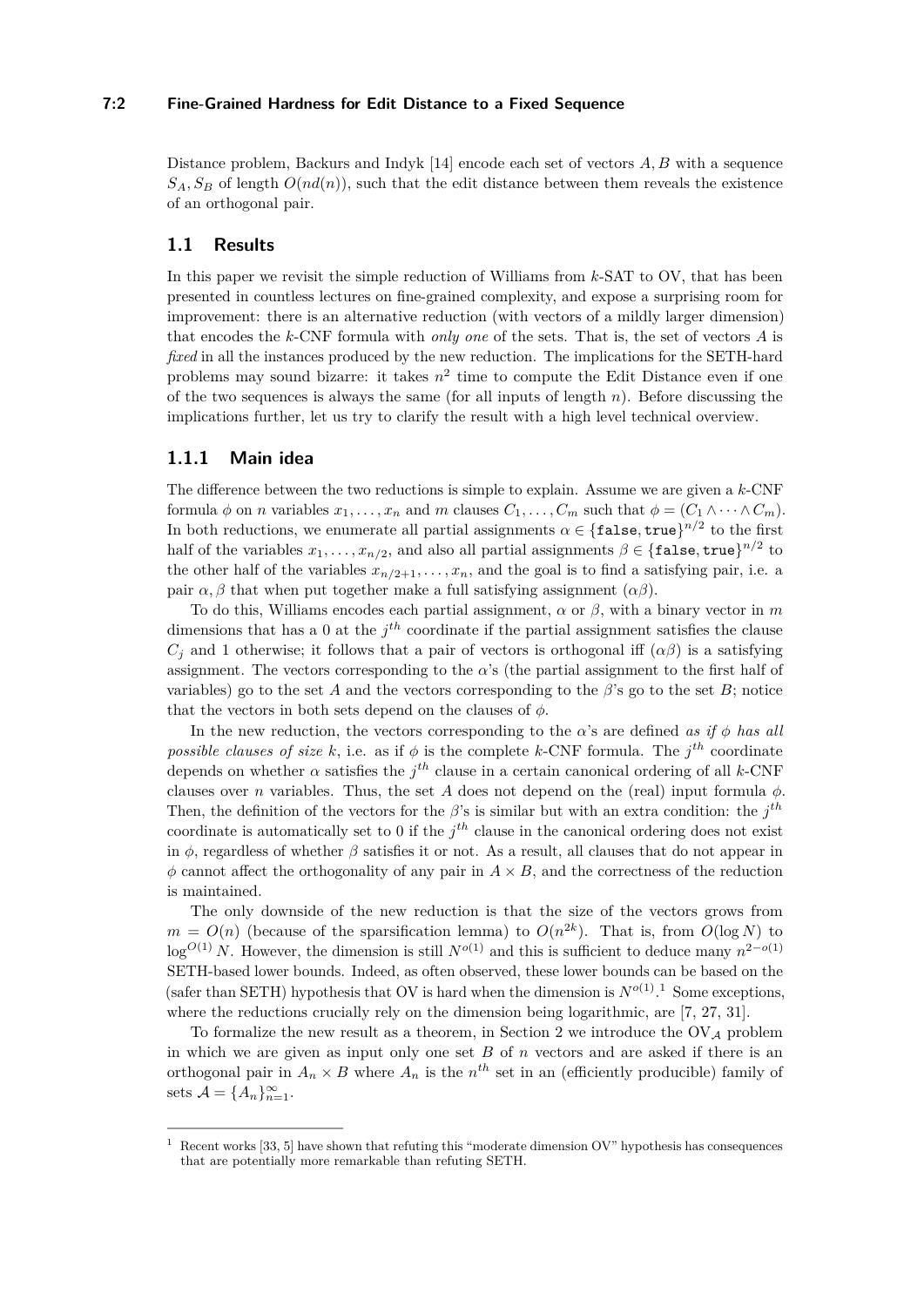Distance problem, Backurs and Indyk [14] encode each set of vectors $A, B$ with a sequence $S_A, S_B$ of length $O(nd(n))$, such that the edit distance between them reveals the existence of an orthogonal pair.

## 1.1 Results

In this paper we revisit the simple reduction of Williams from $k$-SAT to OV, that has been presented in countless lectures on fine-grained complexity, and expose a surprising room for improvement: there is an alternative reduction (with vectors of a mildly larger dimension) that encodes the $k$-CNF formula with *only one* of the sets. That is, the set of vectors $A$ is *fixed* in all the instances produced by the new reduction. The implications for the SETH-hard problems may sound bizarre: it takes $n^2$ time to compute the Edit Distance even if one of the two sequences is always the same (for all inputs of length $n$). Before discussing the implications further, let us try to clarify the result with a high level technical overview.

### 1.1.1 Main idea

The difference between the two reductions is simple to explain. Assume we are given a $k$-CNF formula $\phi$ on $n$ variables $x_1, \dots, x_n$ and $m$ clauses $C_1, \dots, C_m$ such that $\phi = (C_1 \wedge \dots \wedge C_m)$. In both reductions, we enumerate all partial assignments $\alpha \in \{\texttt{false}, \texttt{true}\}^{n/2}$ to the first half of the variables $x_1, \dots, x_{n/2}$, and also all partial assignments $\beta \in \{\texttt{false}, \texttt{true}\}^{n/2}$ to the other half of the variables $x_{n/2+1}, \dots, x_n$, and the goal is to find a satisfying pair, i.e. a pair $\alpha, \beta$ that when put together make a full satisfying assignment $(\alpha\beta)$.

To do this, Williams encodes each partial assignment, $\alpha$ or $\beta$, with a binary vector in $m$ dimensions that has a 0 at the $j^{th}$ coordinate if the partial assignment satisfies the clause $C_j$ and 1 otherwise; it follows that a pair of vectors is orthogonal iff $(\alpha\beta)$ is a satisfying assignment. The vectors corresponding to the $\alpha$'s (the partial assignment to the first half of variables) go to the set $A$ and the vectors corresponding to the $\beta$'s go to the set $B$; notice that the vectors in both sets depend on the clauses of $\phi$.

In the new reduction, the vectors corresponding to the $\alpha$'s are defined *as if $\phi$ has all possible clauses of size $k$*, i.e. as if $\phi$ is the complete $k$-CNF formula. The $j^{th}$ coordinate depends on whether $\alpha$ satisfies the $j^{th}$ clause in a certain canonical ordering of all $k$-CNF clauses over $n$ variables. Thus, the set $A$ does not depend on the (real) input formula $\phi$. Then, the definition of the vectors for the $\beta$'s is similar but with an extra condition: the $j^{th}$ coordinate is automatically set to 0 if the $j^{th}$ clause in the canonical ordering does not exist in $\phi$, regardless of whether $\beta$ satisfies it or not. As a result, all clauses that do not appear in $\phi$ cannot affect the orthogonality of any pair in $A \times B$, and the correctness of the reduction is maintained.

The only downside of the new reduction is that the size of the vectors grows from $m = O(n)$ (because of the sparsification lemma) to $O(n^{2k})$. That is, from $O(\log N)$ to $\log^{O(1)} N$. However, the dimension is still $N^{o(1)}$ and this is sufficient to deduce many $n^{2-o(1)}$ SETH-based lower bounds. Indeed, as often observed, these lower bounds can be based on the (safer than SETH) hypothesis that OV is hard when the dimension is $N^{o(1)}$.[1] Some exceptions, where the reductions crucially rely on the dimension being logarithmic, are [7, 27, 31].

To formalize the new result as a theorem, in Section 2 we introduce the $\text{OV}_{\mathcal{A}}$ problem in which we are given as input only one set $B$ of $n$ vectors and are asked if there is an orthogonal pair in $A_n \times B$ where $A_n$ is the $n^{th}$ set in an (efficiently producible) family of sets $\mathcal{A} = \{A_n\}_{n=1}^{\infty}$.

---

[1] Recent works [33, 5] have shown that refuting this "moderate dimension OV" hypothesis has consequences that are potentially more remarkable than refuting SETH.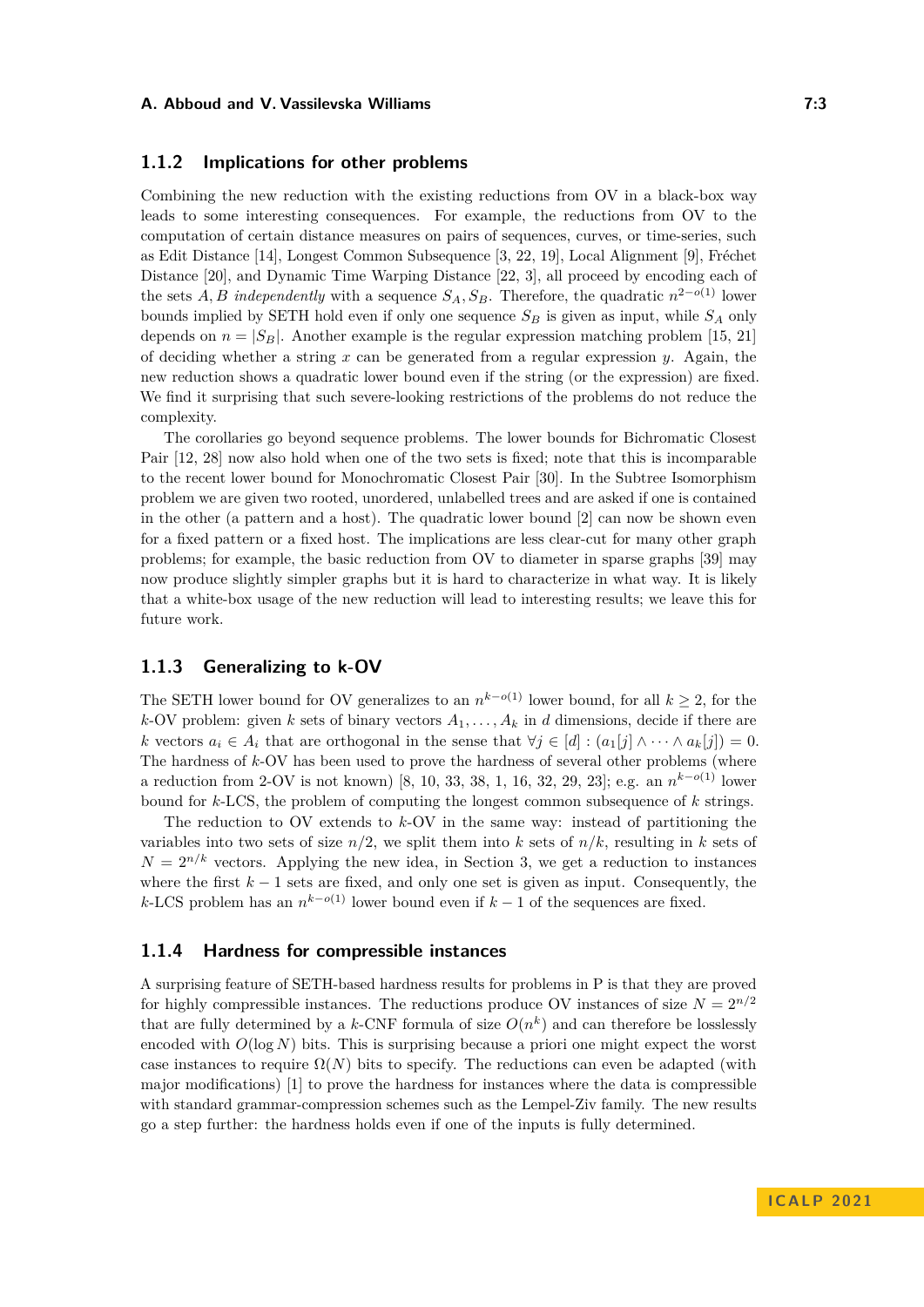### 1.1.2 Implications for other problems

Combining the new reduction with the existing reductions from OV in a black-box way leads to some interesting consequences. For example, the reductions from OV to the computation of certain distance measures on pairs of sequences, curves, or time-series, such as Edit Distance [14], Longest Common Subsequence [3, 22, 19], Local Alignment [9], Fréchet Distance [20], and Dynamic Time Warping Distance [22, 3], all proceed by encoding each of the sets $A, B$ *independently* with a sequence $S_A, S_B$. Therefore, the quadratic $n^{2-o(1)}$ lower bounds implied by SETH hold even if only one sequence $S_B$ is given as input, while $S_A$ only depends on $n = |S_B|$. Another example is the regular expression matching problem [15, 21] of deciding whether a string $x$ can be generated from a regular expression $y$. Again, the new reduction shows a quadratic lower bound even if the string (or the expression) are fixed. We find it surprising that such severe-looking restrictions of the problems do not reduce the complexity.

The corollaries go beyond sequence problems. The lower bounds for Bichromatic Closest Pair [12, 28] now also hold when one of the two sets is fixed; note that this is incomparable to the recent lower bound for Monochromatic Closest Pair [30]. In the Subtree Isomorphism problem we are given two rooted, unordered, unlabelled trees and are asked if one is contained in the other (a pattern and a host). The quadratic lower bound [2] can now be shown even for a fixed pattern or a fixed host. The implications are less clear-cut for many other graph problems; for example, the basic reduction from OV to diameter in sparse graphs [39] may now produce slightly simpler graphs but it is hard to characterize in what way. It is likely that a white-box usage of the new reduction will lead to interesting results; we leave this for future work.

### 1.1.3 Generalizing to k-OV

The SETH lower bound for OV generalizes to an $n^{k-o(1)}$ lower bound, for all $k \geq 2$, for the $k$-OV problem: given $k$ sets of binary vectors $A_1, \ldots, A_k$ in $d$ dimensions, decide if there are $k$ vectors $a_i \in A_i$ that are orthogonal in the sense that $\forall j \in [d] : (a_1[j] \wedge \cdots \wedge a_k[j]) = 0$. The hardness of $k$-OV has been used to prove the hardness of several other problems (where a reduction from 2-OV is not known) [8, 10, 33, 38, 1, 16, 32, 29, 23]; e.g. an $n^{k-o(1)}$ lower bound for $k$-LCS, the problem of computing the longest common subsequence of $k$ strings.

The reduction to OV extends to $k$-OV in the same way: instead of partitioning the variables into two sets of size $n/2$, we split them into $k$ sets of $n/k$, resulting in $k$ sets of $N = 2^{n/k}$ vectors. Applying the new idea, in Section 3, we get a reduction to instances where the first $k-1$ sets are fixed, and only one set is given as input. Consequently, the $k$-LCS problem has an $n^{k-o(1)}$ lower bound even if $k-1$ of the sequences are fixed.

### 1.1.4 Hardness for compressible instances

A surprising feature of SETH-based hardness results for problems in P is that they are proved for highly compressible instances. The reductions produce OV instances of size $N = 2^{n/2}$ that are fully determined by a $k$-CNF formula of size $O(n^k)$ and can therefore be losslessly encoded with $O(\log N)$ bits. This is surprising because a priori one might expect the worst case instances to require $\Omega(N)$ bits to specify. The reductions can even be adapted (with major modifications) [1] to prove the hardness for instances where the data is compressible with standard grammar-compression schemes such as the Lempel-Ziv family. The new results go a step further: the hardness holds even if one of the inputs is fully determined.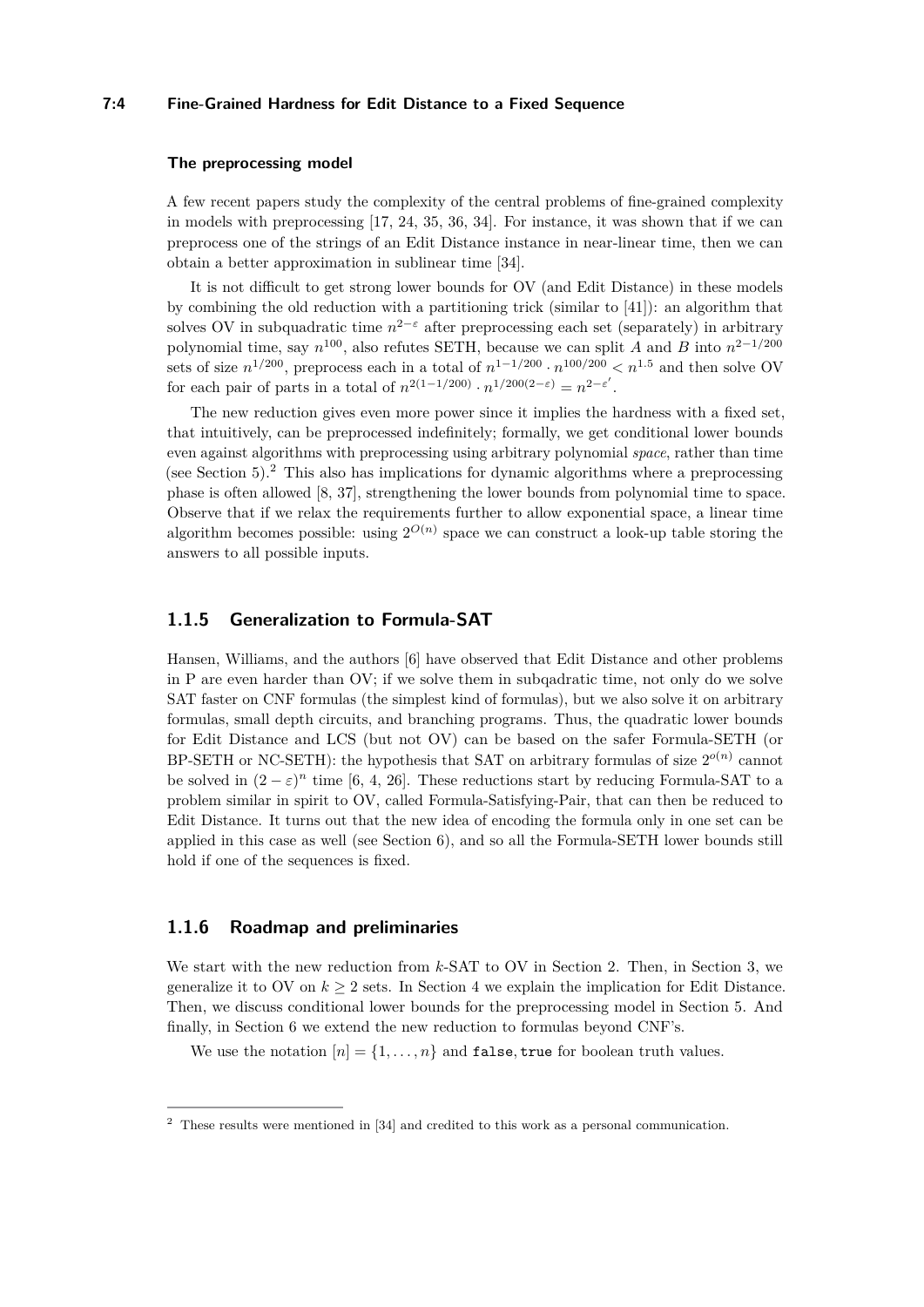#### The preprocessing model

A few recent papers study the complexity of the central problems of fine-grained complexity in models with preprocessing [17, 24, 35, 36, 34]. For instance, it was shown that if we can preprocess one of the strings of an Edit Distance instance in near-linear time, then we can obtain a better approximation in sublinear time [34].

It is not difficult to get strong lower bounds for OV (and Edit Distance) in these models by combining the old reduction with a partitioning trick (similar to [41]): an algorithm that solves OV in subquadratic time $n^{2-\varepsilon}$ after preprocessing each set (separately) in arbitrary polynomial time, say $n^{100}$, also refutes SETH, because we can split $A$ and $B$ into $n^{2-1/200}$ sets of size $n^{1/200}$, preprocess each in a total of $n^{1-1/200} \cdot n^{100/200} < n^{1.5}$ and then solve OV for each pair of parts in a total of $n^{2(1-1/200)} \cdot n^{1/200(2-\varepsilon)} = n^{2-\varepsilon'}$.

The new reduction gives even more power since it implies the hardness with a fixed set, that intuitively, can be preprocessed indefinitely; formally, we get conditional lower bounds even against algorithms with preprocessing using arbitrary polynomial *space*, rather than time (see Section 5).[2] This also has implications for dynamic algorithms where a preprocessing phase is often allowed [8, 37], strengthening the lower bounds from polynomial time to space. Observe that if we relax the requirements further to allow exponential space, a linear time algorithm becomes possible: using $2^{O(n)}$ space we can construct a look-up table storing the answers to all possible inputs.

### 1.1.5 Generalization to Formula-SAT

Hansen, Williams, and the authors [6] have observed that Edit Distance and other problems in P are even harder than OV; if we solve them in subqadratic time, not only do we solve SAT faster on CNF formulas (the simplest kind of formulas), but we also solve it on arbitrary formulas, small depth circuits, and branching programs. Thus, the quadratic lower bounds for Edit Distance and LCS (but not OV) can be based on the safer Formula-SETH (or BP-SETH or NC-SETH): the hypothesis that SAT on arbitrary formulas of size $2^{o(n)}$ cannot be solved in $(2-\varepsilon)^n$ time [6, 4, 26]. These reductions start by reducing Formula-SAT to a problem similar in spirit to OV, called Formula-Satisfying-Pair, that can then be reduced to Edit Distance. It turns out that the new idea of encoding the formula only in one set can be applied in this case as well (see Section 6), and so all the Formula-SETH lower bounds still hold if one of the sequences is fixed.

### 1.1.6 Roadmap and preliminaries

We start with the new reduction from $k$-SAT to OV in Section 2. Then, in Section 3, we generalize it to OV on $k \geq 2$ sets. In Section 4 we explain the implication for Edit Distance. Then, we discuss conditional lower bounds for the preprocessing model in Section 5. And finally, in Section 6 we extend the new reduction to formulas beyond CNF's.

We use the notation $[n] = \{1, \ldots, n\}$ and `false`, `true` for boolean truth values.

---

[2] These results were mentioned in [34] and credited to this work as a personal communication.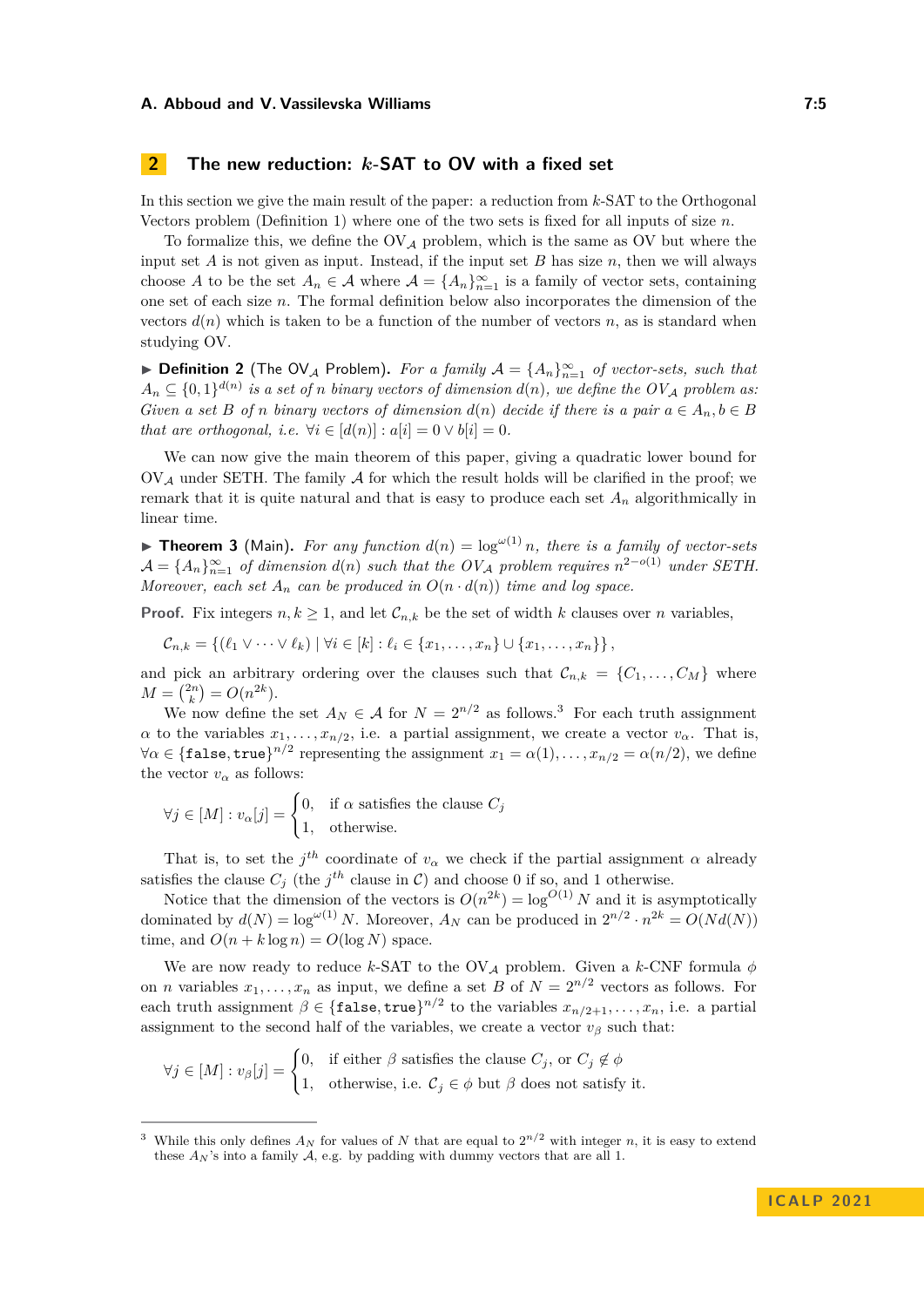## 2 The new reduction: $k$-SAT to OV with a fixed set

In this section we give the main result of the paper: a reduction from $k$-SAT to the Orthogonal Vectors problem (Definition 1) where one of the two sets is fixed for all inputs of size $n$.

To formalize this, we define the $\mathrm{OV}_{\mathcal{A}}$ problem, which is the same as OV but where the input set $A$ is not given as input. Instead, if the input set $B$ has size $n$, then we will always choose $A$ to be the set $A_n \in \mathcal{A}$ where $\mathcal{A} = \{A_n\}_{n=1}^{\infty}$ is a family of vector sets, containing one set of each size $n$. The formal definition below also incorporates the dimension of the vectors $d(n)$ which is taken to be a function of the number of vectors $n$, as is standard when studying OV.

▶ **Definition 2** (The $\mathrm{OV}_{\mathcal{A}}$ Problem). *For a family $\mathcal{A} = \{A_n\}_{n=1}^{\infty}$ of vector-sets, such that $A_n \subseteq \{0,1\}^{d(n)}$ is a set of $n$ binary vectors of dimension $d(n)$, we define the $OV_{\mathcal{A}}$ problem as: Given a set $B$ of $n$ binary vectors of dimension $d(n)$ decide if there is a pair $a \in A_n, b \in B$ that are orthogonal, i.e. $\forall i \in [d(n)] : a[i] = 0 \vee b[i] = 0$.*

We can now give the main theorem of this paper, giving a quadratic lower bound for $\mathrm{OV}_{\mathcal{A}}$ under SETH. The family $\mathcal{A}$ for which the result holds will be clarified in the proof; we remark that it is quite natural and that is easy to produce each set $A_n$ algorithmically in linear time.

▶ **Theorem 3** (Main). *For any function $d(n) = \log^{\omega(1)} n$, there is a family of vector-sets $\mathcal{A} = \{A_n\}_{n=1}^{\infty}$ of dimension $d(n)$ such that the $OV_{\mathcal{A}}$ problem requires $n^{2-o(1)}$ under SETH. Moreover, each set $A_n$ can be produced in $O(n \cdot d(n))$ time and log space.*

**Proof.** Fix integers $n, k \geq 1$, and let $\mathcal{C}_{n,k}$ be the set of width $k$ clauses over $n$ variables,

$$\mathcal{C}_{n,k} = \{(\ell_1 \vee \cdots \vee \ell_k) \mid \forall i \in [k] : \ell_i \in \{x_1, \ldots, x_n\} \cup \{\overline{x_1}, \ldots, \overline{x_n}\}\},$$

and pick an arbitrary ordering over the clauses such that $\mathcal{C}_{n,k} = \{C_1, \ldots, C_M\}$ where $M = \binom{2n}{k} = O(n^{2k})$.

We now define the set $A_N \in \mathcal{A}$ for $N = 2^{n/2}$ as follows.[3] For each truth assignment $\alpha$ to the variables $x_1, \ldots, x_{n/2}$, i.e. a partial assignment, we create a vector $v_\alpha$. That is, $\forall \alpha \in \{\texttt{false}, \texttt{true}\}^{n/2}$ representing the assignment $x_1 = \alpha(1), \ldots, x_{n/2} = \alpha(n/2)$, we define the vector $v_\alpha$ as follows:

$$\forall j \in [M] : v_\alpha[j] = \begin{cases} 0, & \text{if } \alpha \text{ satisfies the clause } C_j \\ 1, & \text{otherwise.} \end{cases}$$

That is, to set the $j^{th}$ coordinate of $v_\alpha$ we check if the partial assignment $\alpha$ already satisfies the clause $C_j$ (the $j^{th}$ clause in $\mathcal{C}$) and choose 0 if so, and 1 otherwise.

Notice that the dimension of the vectors is $O(n^{2k}) = \log^{O(1)} N$ and it is asymptotically dominated by $d(N) = \log^{\omega(1)} N$. Moreover, $A_N$ can be produced in $2^{n/2} \cdot n^{2k} = O(Nd(N))$ time, and $O(n + k \log n) = O(\log N)$ space.

We are now ready to reduce $k$-SAT to the $\mathrm{OV}_{\mathcal{A}}$ problem. Given a $k$-CNF formula $\phi$ on $n$ variables $x_1, \ldots, x_n$ as input, we define a set $B$ of $N = 2^{n/2}$ vectors as follows. For each truth assignment $\beta \in \{\texttt{false}, \texttt{true}\}^{n/2}$ to the variables $x_{n/2+1}, \ldots, x_n$, i.e. a partial assignment to the second half of the variables, we create a vector $v_\beta$ such that:

$$\forall j \in [M] : v_\beta[j] = \begin{cases} 0, & \text{if either } \beta \text{ satisfies the clause } C_j, \text{ or } C_j \notin \phi \\ 1, & \text{otherwise, i.e. } C_j \in \phi \text{ but } \beta \text{ does not satisfy it.} \end{cases}$$

[3] While this only defines $A_N$ for values of $N$ that are equal to $2^{n/2}$ with integer $n$, it is easy to extend these $A_N$'s into a family $\mathcal{A}$, e.g. by padding with dummy vectors that are all 1.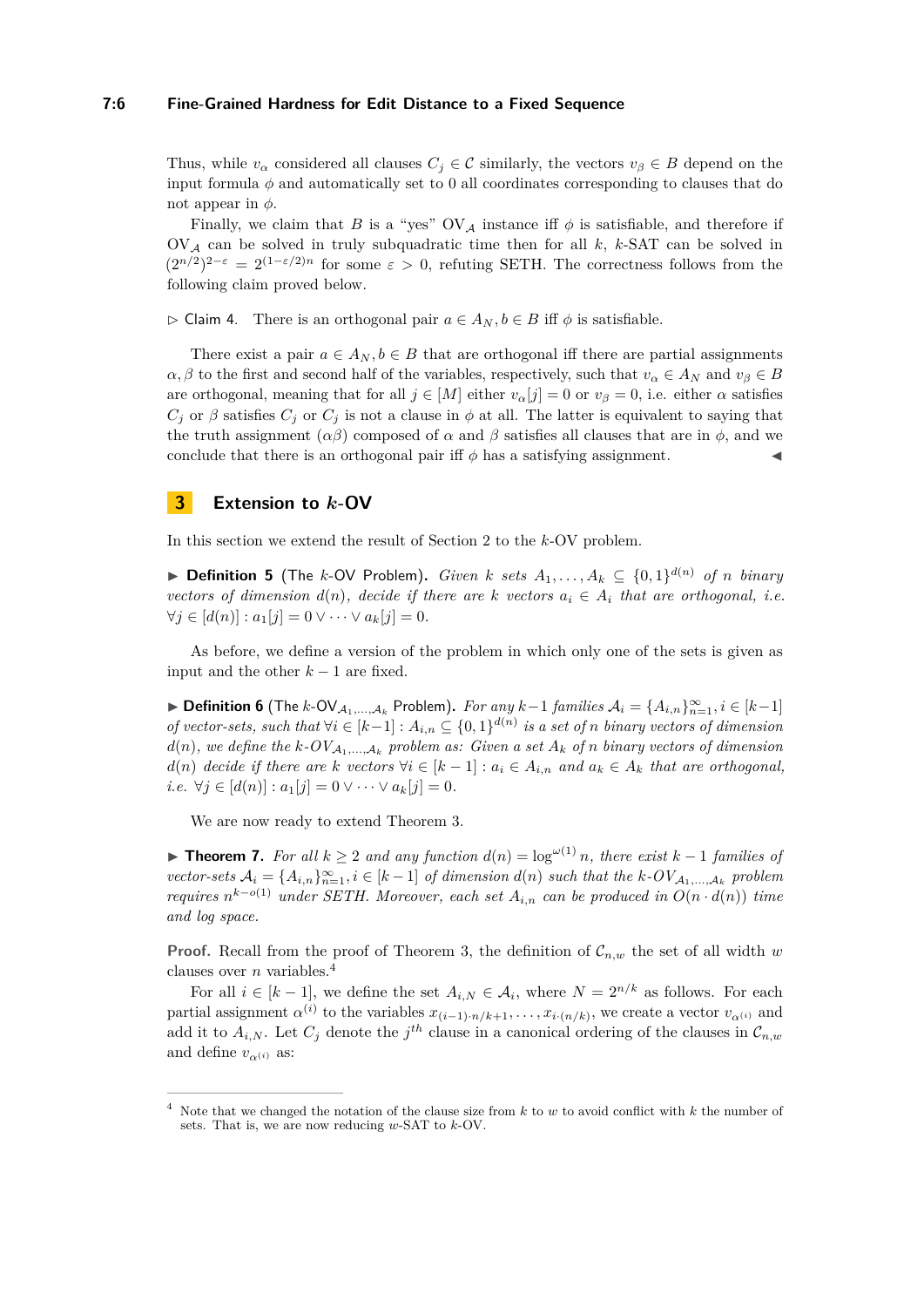Thus, while $v_\alpha$ considered all clauses $C_j \in \mathcal{C}$ similarly, the vectors $v_\beta \in B$ depend on the input formula $\phi$ and automatically set to 0 all coordinates corresponding to clauses that do not appear in $\phi$.

Finally, we claim that $B$ is a "yes" $\mathrm{OV}_\mathcal{A}$ instance iff $\phi$ is satisfiable, and therefore if $\mathrm{OV}_\mathcal{A}$ can be solved in truly subquadratic time then for all $k$, $k$-SAT can be solved in $(2^{n/2})^{2-\varepsilon} = 2^{(1-\varepsilon/2)n}$ for some $\varepsilon > 0$, refuting SETH. The correctness follows from the following claim proved below.

▷ Claim 4. There is an orthogonal pair $a \in A_N, b \in B$ iff $\phi$ is satisfiable.

There exist a pair $a \in A_N, b \in B$ that are orthogonal iff there are partial assignments $\alpha, \beta$ to the first and second half of the variables, respectively, such that $v_\alpha \in A_N$ and $v_\beta \in B$ are orthogonal, meaning that for all $j \in [M]$ either $v_\alpha[j] = 0$ or $v_\beta = 0$, i.e. either $\alpha$ satisfies $C_j$ or $\beta$ satisfies $C_j$ or $C_j$ is not a clause in $\phi$ at all. The latter is equivalent to saying that the truth assignment $(\alpha\beta)$ composed of $\alpha$ and $\beta$ satisfies all clauses that are in $\phi$, and we conclude that there is an orthogonal pair iff $\phi$ has a satisfying assignment. ◀

## 3 Extension to $k$-OV

In this section we extend the result of Section 2 to the $k$-OV problem.

▶ **Definition 5** (The $k$-OV Problem). *Given $k$ sets $A_1, \dots, A_k \subseteq \{0,1\}^{d(n)}$ of $n$ binary vectors of dimension $d(n)$, decide if there are $k$ vectors $a_i \in A_i$ that are orthogonal, i.e. $\forall j \in [d(n)] : a_1[j] = 0 \vee \dots \vee a_k[j] = 0$.*

As before, we define a version of the problem in which only one of the sets is given as input and the other $k-1$ are fixed.

▶ **Definition 6** (The $k$-$\mathrm{OV}_{\mathcal{A}_1,\dots,\mathcal{A}_k}$ Problem). *For any $k-1$ families $\mathcal{A}_i = \{A_{i,n}\}_{n=1}^{\infty}, i \in [k-1]$ of vector-sets, such that $\forall i \in [k-1] : A_{i,n} \subseteq \{0,1\}^{d(n)}$ is a set of $n$ binary vectors of dimension $d(n)$, we define the $k$-$OV_{\mathcal{A}_1,\dots,\mathcal{A}_k}$ problem as: Given a set $A_k$ of $n$ binary vectors of dimension $d(n)$ decide if there are $k$ vectors $\forall i \in [k-1] : a_i \in A_{i,n}$ and $a_k \in A_k$ that are orthogonal, i.e. $\forall j \in [d(n)] : a_1[j] = 0 \vee \dots \vee a_k[j] = 0$.*

We are now ready to extend Theorem 3.

▶ **Theorem 7.** *For all $k \geq 2$ and any function $d(n) = \log^{\omega(1)} n$, there exist $k-1$ families of vector-sets $\mathcal{A}_i = \{A_{i,n}\}_{n=1}^{\infty}, i \in [k-1]$ of dimension $d(n)$ such that the $k$-$OV_{\mathcal{A}_1,\dots,\mathcal{A}_k}$ problem requires $n^{k-o(1)}$ under SETH. Moreover, each set $A_{i,n}$ can be produced in $O(n \cdot d(n))$ time and log space.*

**Proof.** Recall from the proof of Theorem 3, the definition of $\mathcal{C}_{n,w}$ the set of all width $w$ clauses over $n$ variables.[4]

For all $i \in [k-1]$, we define the set $A_{i,N} \in \mathcal{A}_i$, where $N = 2^{n/k}$ as follows. For each partial assignment $\alpha^{(i)}$ to the variables $x_{(i-1)\cdot n/k+1}, \dots, x_{i\cdot(n/k)}$, we create a vector $v_{\alpha^{(i)}}$ and add it to $A_{i,N}$. Let $C_j$ denote the $j^{th}$ clause in a canonical ordering of the clauses in $\mathcal{C}_{n,w}$ and define $v_{\alpha^{(i)}}$ as:

[4] Note that we changed the notation of the clause size from $k$ to $w$ to avoid conflict with $k$ the number of sets. That is, we are now reducing $w$-SAT to $k$-OV.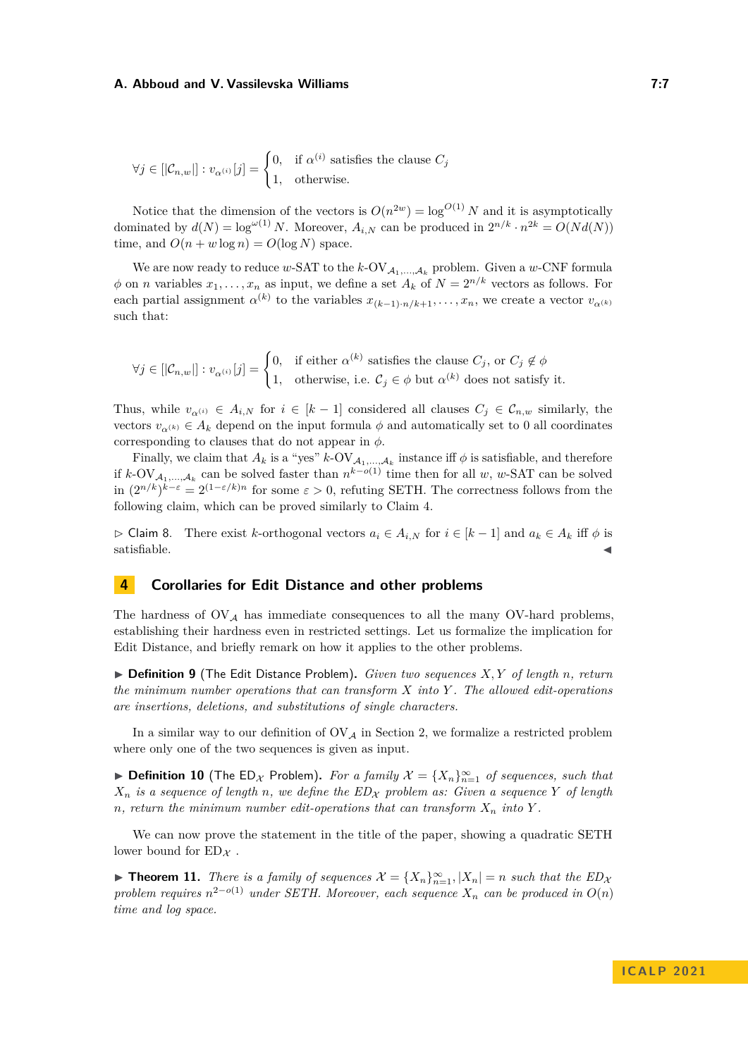$$\forall j \in [|\mathcal{C}_{n,w}|] : v_{\alpha^{(i)}}[j] = \begin{cases} 0, & \text{if } \alpha^{(i)} \text{ satisfies the clause } C_j \\ 1, & \text{otherwise.} \end{cases}$$

Notice that the dimension of the vectors is $O(n^{2w}) = \log^{O(1)} N$ and it is asymptotically dominated by $d(N) = \log^{\omega(1)} N$. Moreover, $A_{i,N}$ can be produced in $2^{n/k} \cdot n^{2k} = O(Nd(N))$ time, and $O(n + w \log n) = O(\log N)$ space.

We are now ready to reduce $w$-SAT to the $k$-OV$_{\mathcal{A}_1,\ldots,\mathcal{A}_k}$ problem. Given a $w$-CNF formula $\phi$ on $n$ variables $x_1, \ldots, x_n$ as input, we define a set $A_k$ of $N = 2^{n/k}$ vectors as follows. For each partial assignment $\alpha^{(k)}$ to the variables $x_{(k-1)\cdot n/k+1}, \ldots, x_n$, we create a vector $v_{\alpha^{(k)}}$ such that:

$$\forall j \in [|\mathcal{C}_{n,w}|] : v_{\alpha^{(i)}}[j] = \begin{cases} 0, & \text{if either } \alpha^{(k)} \text{ satisfies the clause } C_j, \text{ or } C_j \notin \phi \\ 1, & \text{otherwise, i.e. } \mathcal{C}_j \in \phi \text{ but } \alpha^{(k)} \text{ does not satisfy it.} \end{cases}$$

Thus, while $v_{\alpha^{(i)}} \in A_{i,N}$ for $i \in [k-1]$ considered all clauses $C_j \in \mathcal{C}_{n,w}$ similarly, the vectors $v_{\alpha^{(k)}} \in A_k$ depend on the input formula $\phi$ and automatically set to 0 all coordinates corresponding to clauses that do not appear in $\phi$.

Finally, we claim that $A_k$ is a "yes" $k$-OV$_{\mathcal{A}_1,\ldots,\mathcal{A}_k}$ instance iff $\phi$ is satisfiable, and therefore if $k$-OV$_{\mathcal{A}_1,\ldots,\mathcal{A}_k}$ can be solved faster than $n^{k-o(1)}$ time then for all $w$, $w$-SAT can be solved in $(2^{n/k})^{k-\varepsilon} = 2^{(1-\varepsilon/k)n}$ for some $\varepsilon > 0$, refuting SETH. The correctness follows from the following claim, which can be proved similarly to Claim 4.

▷ Claim 8. There exist $k$-orthogonal vectors $a_i \in A_{i,N}$ for $i \in [k-1]$ and $a_k \in A_k$ iff $\phi$ is satisfiable. ◀

## 4 Corollaries for Edit Distance and other problems

The hardness of OV$_{\mathcal{A}}$ has immediate consequences to all the many OV-hard problems, establishing their hardness even in restricted settings. Let us formalize the implication for Edit Distance, and briefly remark on how it applies to the other problems.

▶ **Definition 9** (The Edit Distance Problem). *Given two sequences $X, Y$ of length $n$, return the minimum number operations that can transform $X$ into $Y$. The allowed edit-operations are insertions, deletions, and substitutions of single characters.*

In a similar way to our definition of OV$_{\mathcal{A}}$ in Section 2, we formalize a restricted problem where only one of the two sequences is given as input.

▶ **Definition 10** (The ED$_{\mathcal{X}}$ Problem). *For a family $\mathcal{X} = \{X_n\}_{n=1}^{\infty}$ of sequences, such that $X_n$ is a sequence of length $n$, we define the ED$_{\mathcal{X}}$ problem as: Given a sequence $Y$ of length $n$, return the minimum number edit-operations that can transform $X_n$ into $Y$.*

We can now prove the statement in the title of the paper, showing a quadratic SETH lower bound for ED$_{\mathcal{X}}$ .

▶ **Theorem 11.** *There is a family of sequences $\mathcal{X} = \{X_n\}_{n=1}^{\infty}, |X_n| = n$ such that the ED$_{\mathcal{X}}$ problem requires $n^{2-o(1)}$ under SETH. Moreover, each sequence $X_n$ can be produced in $O(n)$ time and log space.*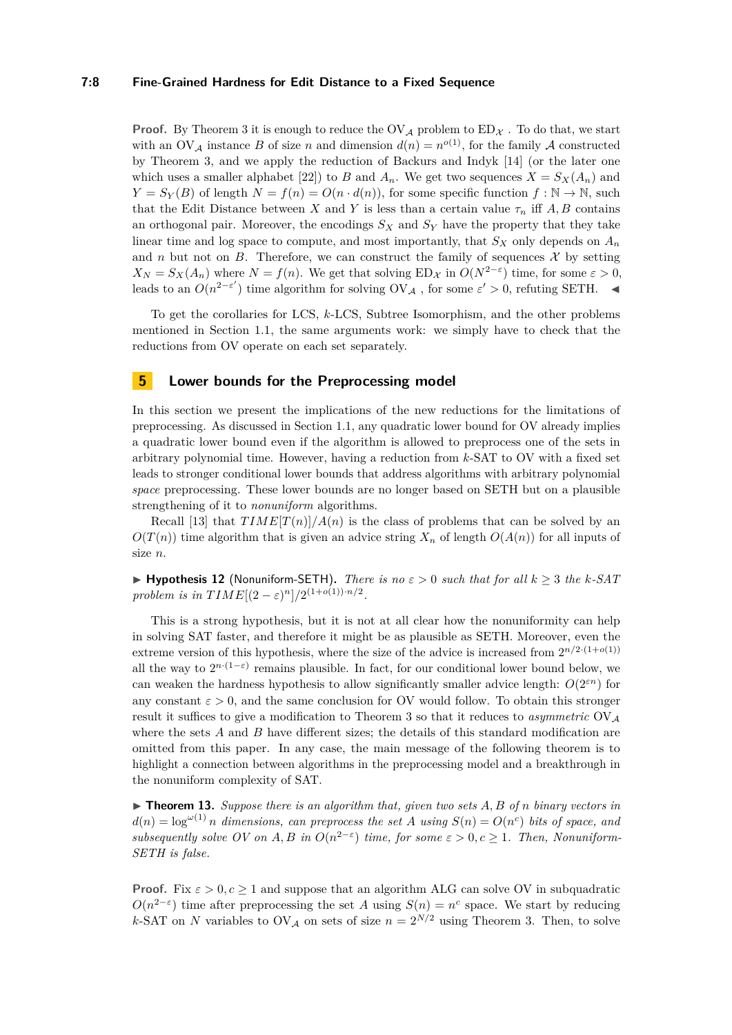**Proof.** By Theorem 3 it is enough to reduce the $\mathrm{OV}_{\mathcal{A}}$ problem to $\mathrm{ED}_{\mathcal{X}}$ . To do that, we start with an $\mathrm{OV}_{\mathcal{A}}$ instance $B$ of size $n$ and dimension $d(n) = n^{o(1)}$, for the family $\mathcal{A}$ constructed by Theorem 3, and we apply the reduction of Backurs and Indyk [14] (or the later one which uses a smaller alphabet [22]) to $B$ and $A_n$. We get two sequences $X = S_X(A_n)$ and $Y = S_Y(B)$ of length $N = f(n) = O(n \cdot d(n))$, for some specific function $f : \mathbb{N} \to \mathbb{N}$, such that the Edit Distance between $X$ and $Y$ is less than a certain value $\tau_n$ iff $A, B$ contains an orthogonal pair. Moreover, the encodings $S_X$ and $S_Y$ have the property that they take linear time and log space to compute, and most importantly, that $S_X$ only depends on $A_n$ and $n$ but not on $B$. Therefore, we can construct the family of sequences $\mathcal{X}$ by setting $X_N = S_X(A_n)$ where $N = f(n)$. We get that solving $\mathrm{ED}_{\mathcal{X}}$ in $O(N^{2-\varepsilon})$ time, for some $\varepsilon > 0$, leads to an $O(n^{2-\varepsilon'})$ time algorithm for solving $\mathrm{OV}_{\mathcal{A}}$ , for some $\varepsilon' > 0$, refuting SETH. ◀

To get the corollaries for LCS, $k$-LCS, Subtree Isomorphism, and the other problems mentioned in Section 1.1, the same arguments work: we simply have to check that the reductions from OV operate on each set separately.

## 5 Lower bounds for the Preprocessing model

In this section we present the implications of the new reductions for the limitations of preprocessing. As discussed in Section 1.1, any quadratic lower bound for OV already implies a quadratic lower bound even if the algorithm is allowed to preprocess one of the sets in arbitrary polynomial time. However, having a reduction from $k$-SAT to OV with a fixed set leads to stronger conditional lower bounds that address algorithms with arbitrary polynomial *space* preprocessing. These lower bounds are no longer based on SETH but on a plausible strengthening of it to *nonuniform* algorithms.

Recall [13] that $TIME[T(n)]/A(n)$ is the class of problems that can be solved by an $O(T(n))$ time algorithm that is given an advice string $X_n$ of length $O(A(n))$ for all inputs of size $n$.

▶ **Hypothesis 12** (Nonuniform-SETH). *There is no $\varepsilon > 0$ such that for all $k \geq 3$ the $k$-SAT problem is in $TIME[(2-\varepsilon)^n]/2^{(1+o(1)) \cdot n/2}$.*

This is a strong hypothesis, but it is not at all clear how the nonuniformity can help in solving SAT faster, and therefore it might be as plausible as SETH. Moreover, even the extreme version of this hypothesis, where the size of the advice is increased from $2^{n/2 \cdot (1+o(1))}$ all the way to $2^{n \cdot (1-\varepsilon)}$ remains plausible. In fact, for our conditional lower bound below, we can weaken the hardness hypothesis to allow significantly smaller advice length: $O(2^{\varepsilon n})$ for any constant $\varepsilon > 0$, and the same conclusion for OV would follow. To obtain this stronger result it suffices to give a modification to Theorem 3 so that it reduces to *asymmetric* $\mathrm{OV}_{\mathcal{A}}$ where the sets $A$ and $B$ have different sizes; the details of this standard modification are omitted from this paper. In any case, the main message of the following theorem is to highlight a connection between algorithms in the preprocessing model and a breakthrough in the nonuniform complexity of SAT.

▶ **Theorem 13.** *Suppose there is an algorithm that, given two sets $A, B$ of $n$ binary vectors in $d(n) = \log^{\omega(1)} n$ dimensions, can preprocess the set $A$ using $S(n) = O(n^c)$ bits of space, and subsequently solve OV on $A, B$ in $O(n^{2-\varepsilon})$ time, for some $\varepsilon > 0, c \geq 1$. Then, Nonuniform-SETH is false.*

**Proof.** Fix $\varepsilon > 0, c \geq 1$ and suppose that an algorithm ALG can solve OV in subquadratic $O(n^{2-\varepsilon})$ time after preprocessing the set $A$ using $S(n) = n^c$ space. We start by reducing $k$-SAT on $N$ variables to $\mathrm{OV}_{\mathcal{A}}$ on sets of size $n = 2^{N/2}$ using Theorem 3. Then, to solve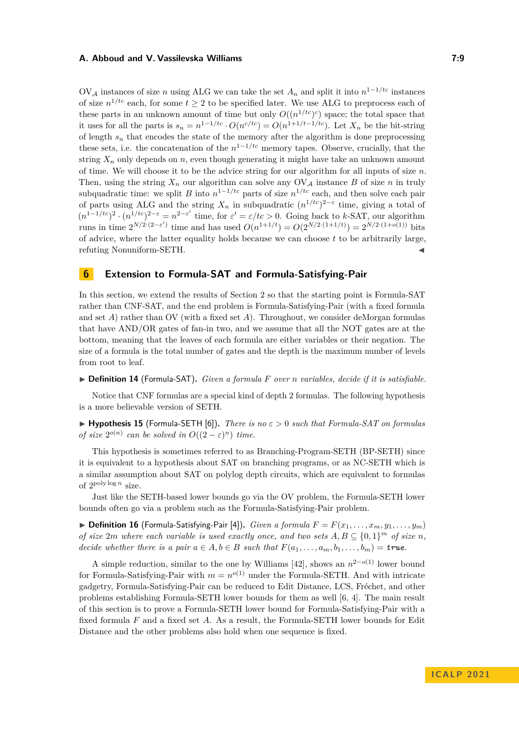$\mathrm{OV}_{\mathcal{A}}$ instances of size $n$ using ALG we can take the set $A_n$ and split it into $n^{1-1/tc}$ instances of size $n^{1/tc}$ each, for some $t \geq 2$ to be specified later. We use ALG to preprocess each of these parts in an unknown amount of time but only $O((n^{1/tc})^c)$ space; the total space that it uses for all the parts is $s_n = n^{1-1/tc} \cdot O(n^{c/tc}) = O(n^{1+1/t-1/tc})$. Let $X_n$ be the bit-string of length $s_n$ that encodes the state of the memory after the algorithm is done preprocessing these sets, i.e. the concatenation of the $n^{1-1/tc}$ memory tapes. Observe, crucially, that the string $X_n$ only depends on $n$, even though generating it might have take an unknown amount of time. We will choose it to be the advice string for our algorithm for all inputs of size $n$. Then, using the string $X_n$ our algorithm can solve any $\mathrm{OV}_{\mathcal{A}}$ instance $B$ of size $n$ in truly subquadratic time: we split $B$ into $n^{1-1/tc}$ parts of size $n^{1/tc}$ each, and then solve each pair of parts using ALG and the string $X_n$ in subquadratic $(n^{1/tc})^{2-\varepsilon}$ time, giving a total of $(n^{1-1/tc})^2 \cdot (n^{1/tc})^{2-\varepsilon} = n^{2-\varepsilon'}$ time, for $\varepsilon' = \varepsilon/tc > 0$. Going back to $k$-SAT, our algorithm runs in time $2^{N/2\cdot(2-\varepsilon')}$ time and has used $O(n^{1+1/t}) = O(2^{N/2\cdot(1+1/t)}) = 2^{N/2\cdot(1+o(1))}$ bits of advice, where the latter equality holds because we can choose $t$ to be arbitrarily large, refuting Nonuniform-SETH. ◀

## 6 Extension to Formula-SAT and Formula-Satisfying-Pair

In this section, we extend the results of Section 2 so that the starting point is Formula-SAT rather than CNF-SAT, and the end problem is Formula-Satisfying-Pair (with a fixed formula and set $A$) rather than OV (with a fixed set $A$). Throughout, we consider deMorgan formulas that have AND/OR gates of fan-in two, and we assume that all the NOT gates are at the bottom, meaning that the leaves of each formula are either variables or their negation. The size of a formula is the total number of gates and the depth is the maximum number of levels from root to leaf.

▶ **Definition 14** (Formula-SAT). *Given a formula $F$ over $n$ variables, decide if it is satisfiable.*

Notice that CNF formulas are a special kind of depth 2 formulas. The following hypothesis is a more believable version of SETH.

▶ **Hypothesis 15** (Formula-SETH [6]). *There is no $\varepsilon > 0$ such that Formula-SAT on formulas of size $2^{o(n)}$ can be solved in $O((2-\varepsilon)^n)$ time.*

This hypothesis is sometimes referred to as Branching-Program-SETH (BP-SETH) since it is equivalent to a hypothesis about SAT on branching programs, or as NC-SETH which is a similar assumption about SAT on polylog depth circuits, which are equivalent to formulas of $2^{\mathrm{poly}\log n}$ size.

Just like the SETH-based lower bounds go via the OV problem, the Formula-SETH lower bounds often go via a problem such as the Formula-Satisfying-Pair problem.

▶ **Definition 16** (Formula-Satisfying-Pair [4]). *Given a formula $F = F(x_1, \ldots, x_m, y_1, \ldots, y_m)$ of size $2m$ where each variable is used exactly once, and two sets $A, B \subseteq \{0,1\}^m$ of size $n$, decide whether there is a pair $a \in A, b \in B$ such that $F(a_1, \ldots, a_m, b_1, \ldots, b_m) =$ **true**.*

A simple reduction, similar to the one by Williams [42], shows an $n^{2-o(1)}$ lower bound for Formula-Satisfying-Pair with $m = n^{o(1)}$ under the Formula-SETH. And with intricate gadgetry, Formula-Satisfying-Pair can be reduced to Edit Distance, LCS, Fréchet, and other problems establishing Formula-SETH lower bounds for them as well [6, 4]. The main result of this section is to prove a Formula-SETH lower bound for Formula-Satisfying-Pair with a fixed formula $F$ and a fixed set $A$. As a result, the Formula-SETH lower bounds for Edit Distance and the other problems also hold when one sequence is fixed.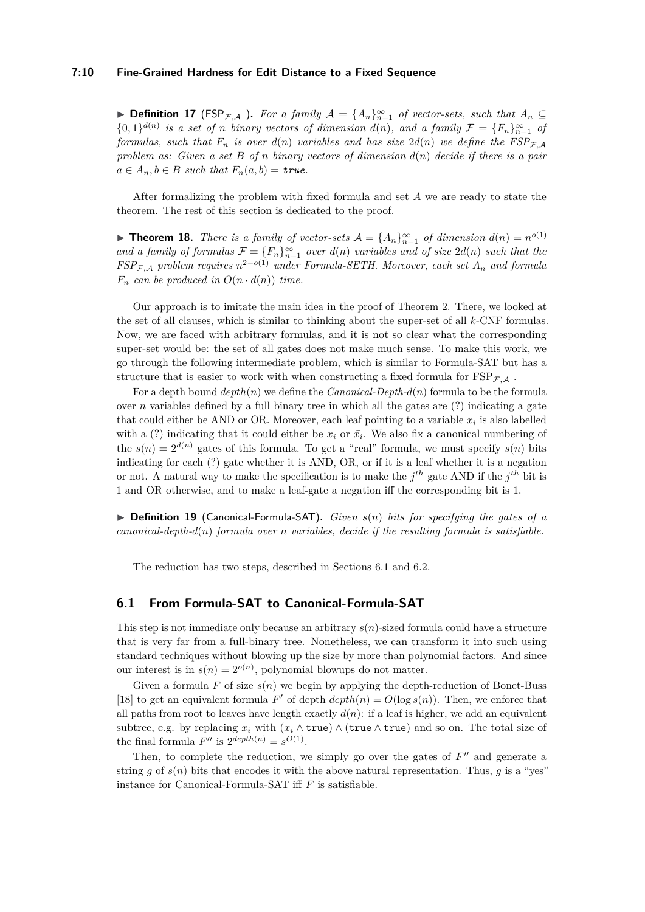▶ **Definition 17** ($\mathsf{FSP}_{\mathcal{F},\mathcal{A}}$ )**.** *For a family $\mathcal{A} = \{A_n\}_{n=1}^{\infty}$ of vector-sets, such that $A_n \subseteq \{0,1\}^{d(n)}$ is a set of $n$ binary vectors of dimension $d(n)$, and a family $\mathcal{F} = \{F_n\}_{n=1}^{\infty}$ of formulas, such that $F_n$ is over $d(n)$ variables and has size $2d(n)$ we define the $FSP_{\mathcal{F},\mathcal{A}}$ problem as: Given a set $B$ of $n$ binary vectors of dimension $d(n)$ decide if there is a pair $a \in A_n, b \in B$ such that $F_n(a,b) = \texttt{true}$.*

After formalizing the problem with fixed formula and set $A$ we are ready to state the theorem. The rest of this section is dedicated to the proof.

▶ **Theorem 18.** *There is a family of vector-sets $\mathcal{A} = \{A_n\}_{n=1}^{\infty}$ of dimension $d(n) = n^{o(1)}$ and a family of formulas $\mathcal{F} = \{F_n\}_{n=1}^{\infty}$ over $d(n)$ variables and of size $2d(n)$ such that the $FSP_{\mathcal{F},\mathcal{A}}$ problem requires $n^{2-o(1)}$ under Formula-SETH. Moreover, each set $A_n$ and formula $F_n$ can be produced in $O(n \cdot d(n))$ time.*

Our approach is to imitate the main idea in the proof of Theorem 2. There, we looked at the set of all clauses, which is similar to thinking about the super-set of all $k$-CNF formulas. Now, we are faced with arbitrary formulas, and it is not so clear what the corresponding super-set would be: the set of all gates does not make much sense. To make this work, we go through the following intermediate problem, which is similar to Formula-SAT but has a structure that is easier to work with when constructing a fixed formula for $\mathrm{FSP}_{\mathcal{F},\mathcal{A}}$ .

For a depth bound $depth(n)$ we define the *Canonical-Depth-$d(n)$* formula to be the formula over $n$ variables defined by a full binary tree in which all the gates are (?) indicating a gate that could either be AND or OR. Moreover, each leaf pointing to a variable $x_i$ is also labelled with a (?) indicating that it could either be $x_i$ or $\bar{x_i}$. We also fix a canonical numbering of the $s(n) = 2^{d(n)}$ gates of this formula. To get a "real" formula, we must specify $s(n)$ bits indicating for each (?) gate whether it is AND, OR, or if it is a leaf whether it is a negation or not. A natural way to make the specification is to make the $j^{th}$ gate AND if the $j^{th}$ bit is 1 and OR otherwise, and to make a leaf-gate a negation iff the corresponding bit is 1.

▶ **Definition 19** (Canonical-Formula-SAT)**.** *Given $s(n)$ bits for specifying the gates of a canonical-depth-$d(n)$ formula over $n$ variables, decide if the resulting formula is satisfiable.*

The reduction has two steps, described in Sections 6.1 and 6.2.

## 6.1 From Formula-SAT to Canonical-Formula-SAT

This step is not immediate only because an arbitrary $s(n)$-sized formula could have a structure that is very far from a full-binary tree. Nonetheless, we can transform it into such using standard techniques without blowing up the size by more than polynomial factors. And since our interest is in $s(n) = 2^{o(n)}$, polynomial blowups do not matter.

Given a formula $F$ of size $s(n)$ we begin by applying the depth-reduction of Bonet-Buss [18] to get an equivalent formula $F'$ of depth $depth(n) = O(\log s(n))$. Then, we enforce that all paths from root to leaves have length exactly $d(n)$: if a leaf is higher, we add an equivalent subtree, e.g. by replacing $x_i$ with $(x_i \wedge \texttt{true}) \wedge (\texttt{true} \wedge \texttt{true})$ and so on. The total size of the final formula $F''$ is $2^{depth(n)} = s^{O(1)}$.

Then, to complete the reduction, we simply go over the gates of $F''$ and generate a string $g$ of $s(n)$ bits that encodes it with the above natural representation. Thus, $g$ is a "yes" instance for Canonical-Formula-SAT iff $F$ is satisfiable.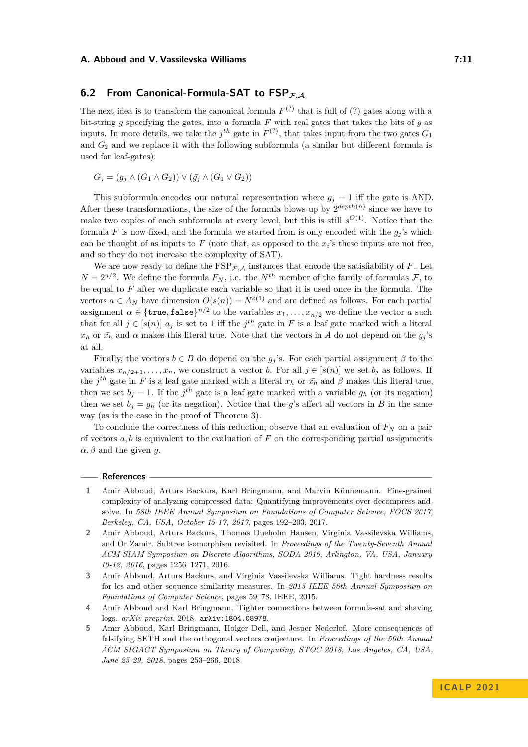## 6.2 From Canonical-Formula-SAT to $\mathrm{FSP}_{\mathcal{F},\mathcal{A}}$

The next idea is to transform the canonical formula $F^{(?)}$ that is full of (?) gates along with a bit-string $g$ specifying the gates, into a formula $F$ with real gates that takes the bits of $g$ as inputs. In more details, we take the $j^{th}$ gate in $F^{(?)}$, that takes input from the two gates $G_1$ and $G_2$ and we replace it with the following subformula (a similar but different formula is used for leaf-gates):

$$G_j = (g_j \wedge (G_1 \wedge G_2)) \vee (\bar{g_j} \wedge (G_1 \vee G_2))$$

This subformula encodes our natural representation where $g_j = 1$ iff the gate is AND. After these transformations, the size of the formula blows up by $2^{depth(n)}$ since we have to make two copies of each subformula at every level, but this is still $s^{O(1)}$. Notice that the formula $F$ is now fixed, and the formula we started from is only encoded with the $g_j$'s which can be thought of as inputs to $F$ (note that, as opposed to the $x_i$'s these inputs are not free, and so they do not increase the complexity of SAT).

We are now ready to define the $\mathrm{FSP}_{\mathcal{F},\mathcal{A}}$ instances that encode the satisfiability of $F$. Let $N = 2^{n/2}$. We define the formula $F_N$, i.e. the $N^{th}$ member of the family of formulas $\mathcal{F}$, to be equal to $F$ after we duplicate each variable so that it is used once in the formula. The vectors $a \in A_N$ have dimension $O(s(n)) = N^{o(1)}$ and are defined as follows. For each partial assignment $\alpha \in \{\texttt{true}, \texttt{false}\}^{n/2}$ to the variables $x_1, \ldots, x_{n/2}$ we define the vector $a$ such that for all $j \in [s(n)]$ $a_j$ is set to 1 iff the $j^{th}$ gate in $F$ is a leaf gate marked with a literal $x_h$ or $\bar{x_h}$ and $\alpha$ makes this literal true. Note that the vectors in $A$ do not depend on the $g_j$'s at all.

Finally, the vectors $b \in B$ do depend on the $g_j$'s. For each partial assignment $\beta$ to the variables $x_{n/2+1}, \ldots, x_n$, we construct a vector $b$. For all $j \in [s(n)]$ we set $b_j$ as follows. If the $j^{th}$ gate in $F$ is a leaf gate marked with a literal $x_h$ or $\bar{x_h}$ and $\beta$ makes this literal true, then we set $b_j = 1$. If the $j^{th}$ gate is a leaf gate marked with a variable $g_h$ (or its negation) then we set $b_j = g_h$ (or its negation). Notice that the $g$'s affect all vectors in $B$ in the same way (as is the case in the proof of Theorem 3).

To conclude the correctness of this reduction, observe that an evaluation of $F_N$ on a pair of vectors $a, b$ is equivalent to the evaluation of $F$ on the corresponding partial assignments $\alpha, \beta$ and the given $g$.

## References

1. Amir Abboud, Arturs Backurs, Karl Bringmann, and Marvin Künnemann. Fine-grained complexity of analyzing compressed data: Quantifying improvements over decompress-and-solve. In *58th IEEE Annual Symposium on Foundations of Computer Science, FOCS 2017, Berkeley, CA, USA, October 15-17, 2017*, pages 192–203, 2017.
2. Amir Abboud, Arturs Backurs, Thomas Dueholm Hansen, Virginia Vassilevska Williams, and Or Zamir. Subtree isomorphism revisited. In *Proceedings of the Twenty-Seventh Annual ACM-SIAM Symposium on Discrete Algorithms, SODA 2016, Arlington, VA, USA, January 10-12, 2016*, pages 1256–1271, 2016.
3. Amir Abboud, Arturs Backurs, and Virginia Vassilevska Williams. Tight hardness results for lcs and other sequence similarity measures. In *2015 IEEE 56th Annual Symposium on Foundations of Computer Science*, pages 59–78. IEEE, 2015.
4. Amir Abboud and Karl Bringmann. Tighter connections between formula-sat and shaving logs. *arXiv preprint*, 2018. `arXiv:1804.08978`.
5. Amir Abboud, Karl Bringmann, Holger Dell, and Jesper Nederlof. More consequences of falsifying SETH and the orthogonal vectors conjecture. In *Proceedings of the 50th Annual ACM SIGACT Symposium on Theory of Computing, STOC 2018, Los Angeles, CA, USA, June 25-29, 2018*, pages 253–266, 2018.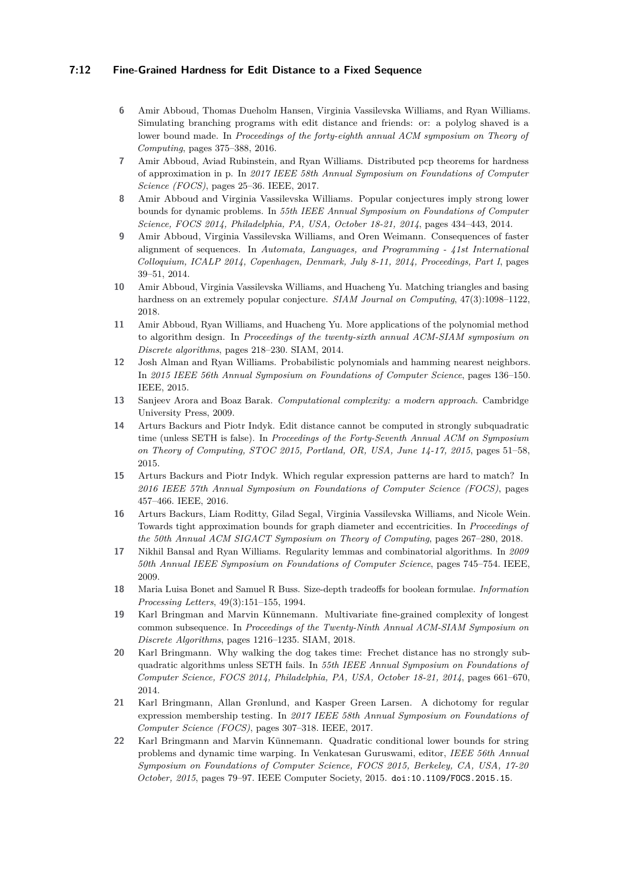**6** Amir Abboud, Thomas Dueholm Hansen, Virginia Vassilevska Williams, and Ryan Williams. Simulating branching programs with edit distance and friends: or: a polylog shaved is a lower bound made. In *Proceedings of the forty-eighth annual ACM symposium on Theory of Computing*, pages 375–388, 2016.

**7** Amir Abboud, Aviad Rubinstein, and Ryan Williams. Distributed pcp theorems for hardness of approximation in p. In *2017 IEEE 58th Annual Symposium on Foundations of Computer Science (FOCS)*, pages 25–36. IEEE, 2017.

**8** Amir Abboud and Virginia Vassilevska Williams. Popular conjectures imply strong lower bounds for dynamic problems. In *55th IEEE Annual Symposium on Foundations of Computer Science, FOCS 2014, Philadelphia, PA, USA, October 18-21, 2014*, pages 434–443, 2014.

**9** Amir Abboud, Virginia Vassilevska Williams, and Oren Weimann. Consequences of faster alignment of sequences. In *Automata, Languages, and Programming - 41st International Colloquium, ICALP 2014, Copenhagen, Denmark, July 8-11, 2014, Proceedings, Part I*, pages 39–51, 2014.

**10** Amir Abboud, Virginia Vassilevska Williams, and Huacheng Yu. Matching triangles and basing hardness on an extremely popular conjecture. *SIAM Journal on Computing*, 47(3):1098–1122, 2018.

**11** Amir Abboud, Ryan Williams, and Huacheng Yu. More applications of the polynomial method to algorithm design. In *Proceedings of the twenty-sixth annual ACM-SIAM symposium on Discrete algorithms*, pages 218–230. SIAM, 2014.

**12** Josh Alman and Ryan Williams. Probabilistic polynomials and hamming nearest neighbors. In *2015 IEEE 56th Annual Symposium on Foundations of Computer Science*, pages 136–150. IEEE, 2015.

**13** Sanjeev Arora and Boaz Barak. *Computational complexity: a modern approach*. Cambridge University Press, 2009.

**14** Arturs Backurs and Piotr Indyk. Edit distance cannot be computed in strongly subquadratic time (unless SETH is false). In *Proceedings of the Forty-Seventh Annual ACM on Symposium on Theory of Computing, STOC 2015, Portland, OR, USA, June 14-17, 2015*, pages 51–58, 2015.

**15** Arturs Backurs and Piotr Indyk. Which regular expression patterns are hard to match? In *2016 IEEE 57th Annual Symposium on Foundations of Computer Science (FOCS)*, pages 457–466. IEEE, 2016.

**16** Arturs Backurs, Liam Roditty, Gilad Segal, Virginia Vassilevska Williams, and Nicole Wein. Towards tight approximation bounds for graph diameter and eccentricities. In *Proceedings of the 50th Annual ACM SIGACT Symposium on Theory of Computing*, pages 267–280, 2018.

**17** Nikhil Bansal and Ryan Williams. Regularity lemmas and combinatorial algorithms. In *2009 50th Annual IEEE Symposium on Foundations of Computer Science*, pages 745–754. IEEE, 2009.

**18** Maria Luisa Bonet and Samuel R Buss. Size-depth tradeoffs for boolean formulae. *Information Processing Letters*, 49(3):151–155, 1994.

**19** Karl Bringman and Marvin Künnemann. Multivariate fine-grained complexity of longest common subsequence. In *Proceedings of the Twenty-Ninth Annual ACM-SIAM Symposium on Discrete Algorithms*, pages 1216–1235. SIAM, 2018.

**20** Karl Bringmann. Why walking the dog takes time: Frechet distance has no strongly subquadratic algorithms unless SETH fails. In *55th IEEE Annual Symposium on Foundations of Computer Science, FOCS 2014, Philadelphia, PA, USA, October 18-21, 2014*, pages 661–670, 2014.

**21** Karl Bringmann, Allan Grønlund, and Kasper Green Larsen. A dichotomy for regular expression membership testing. In *2017 IEEE 58th Annual Symposium on Foundations of Computer Science (FOCS)*, pages 307–318. IEEE, 2017.

**22** Karl Bringmann and Marvin Künnemann. Quadratic conditional lower bounds for string problems and dynamic time warping. In Venkatesan Guruswami, editor, *IEEE 56th Annual Symposium on Foundations of Computer Science, FOCS 2015, Berkeley, CA, USA, 17-20 October, 2015*, pages 79–97. IEEE Computer Society, 2015. doi:10.1109/FOCS.2015.15.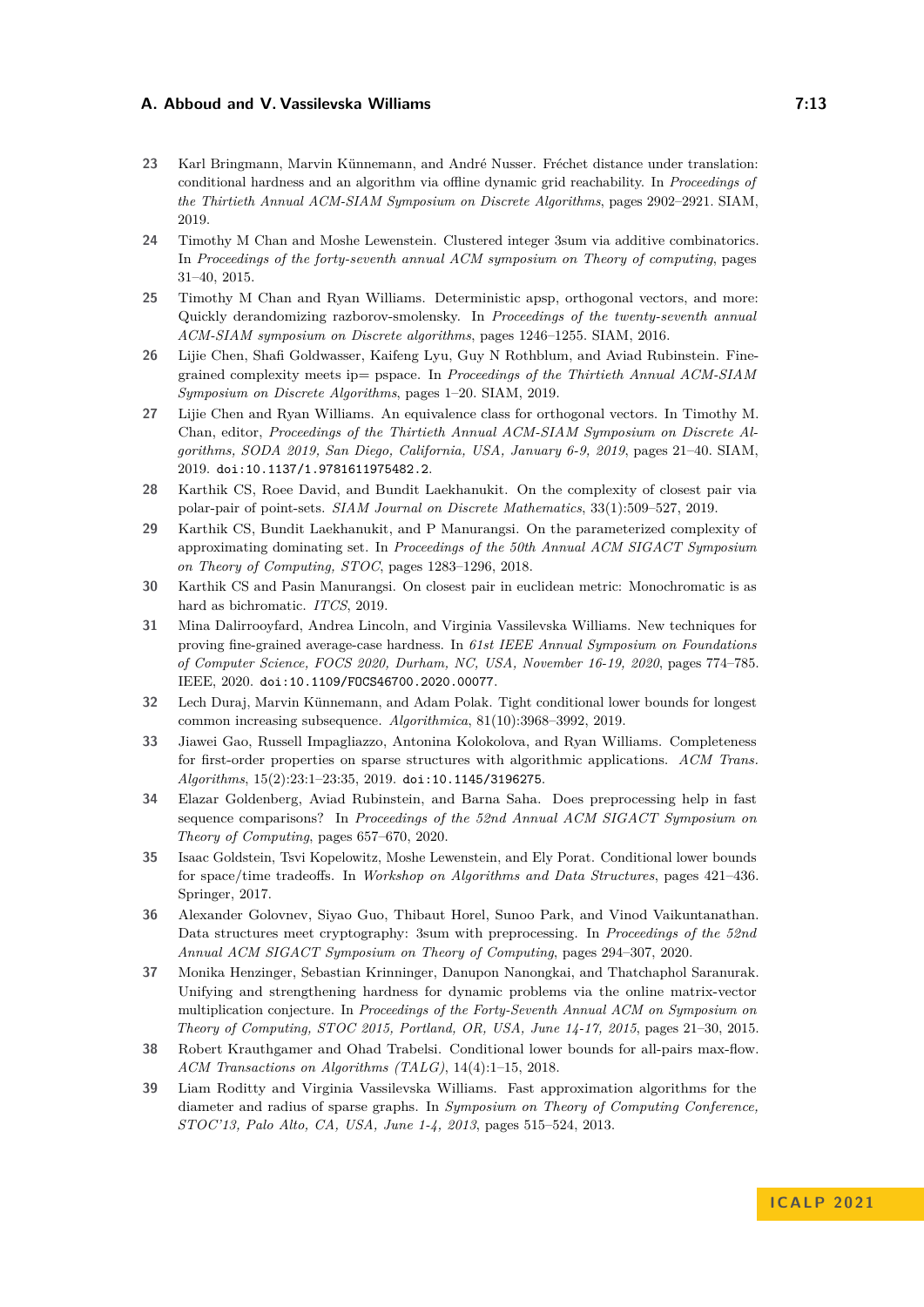23 Karl Bringmann, Marvin Künnemann, and André Nusser. Fréchet distance under translation: conditional hardness and an algorithm via offline dynamic grid reachability. In *Proceedings of the Thirtieth Annual ACM-SIAM Symposium on Discrete Algorithms*, pages 2902–2921. SIAM, 2019.

24 Timothy M Chan and Moshe Lewenstein. Clustered integer 3sum via additive combinatorics. In *Proceedings of the forty-seventh annual ACM symposium on Theory of computing*, pages 31–40, 2015.

25 Timothy M Chan and Ryan Williams. Deterministic apsp, orthogonal vectors, and more: Quickly derandomizing razborov-smolensky. In *Proceedings of the twenty-seventh annual ACM-SIAM symposium on Discrete algorithms*, pages 1246–1255. SIAM, 2016.

26 Lijie Chen, Shafi Goldwasser, Kaifeng Lyu, Guy N Rothblum, and Aviad Rubinstein. Fine-grained complexity meets ip= pspace. In *Proceedings of the Thirtieth Annual ACM-SIAM Symposium on Discrete Algorithms*, pages 1–20. SIAM, 2019.

27 Lijie Chen and Ryan Williams. An equivalence class for orthogonal vectors. In Timothy M. Chan, editor, *Proceedings of the Thirtieth Annual ACM-SIAM Symposium on Discrete Algorithms, SODA 2019, San Diego, California, USA, January 6-9, 2019*, pages 21–40. SIAM, 2019. doi:10.1137/1.9781611975482.2.

28 Karthik CS, Roee David, and Bundit Laekhanukit. On the complexity of closest pair via polar-pair of point-sets. *SIAM Journal on Discrete Mathematics*, 33(1):509–527, 2019.

29 Karthik CS, Bundit Laekhanukit, and P Manurangsi. On the parameterized complexity of approximating dominating set. In *Proceedings of the 50th Annual ACM SIGACT Symposium on Theory of Computing, STOC*, pages 1283–1296, 2018.

30 Karthik CS and Pasin Manurangsi. On closest pair in euclidean metric: Monochromatic is as hard as bichromatic. *ITCS*, 2019.

31 Mina Dalirrooyfard, Andrea Lincoln, and Virginia Vassilevska Williams. New techniques for proving fine-grained average-case hardness. In *61st IEEE Annual Symposium on Foundations of Computer Science, FOCS 2020, Durham, NC, USA, November 16-19, 2020*, pages 774–785. IEEE, 2020. doi:10.1109/FOCS46700.2020.00077.

32 Lech Duraj, Marvin Künnemann, and Adam Polak. Tight conditional lower bounds for longest common increasing subsequence. *Algorithmica*, 81(10):3968–3992, 2019.

33 Jiawei Gao, Russell Impagliazzo, Antonina Kolokolova, and Ryan Williams. Completeness for first-order properties on sparse structures with algorithmic applications. *ACM Trans. Algorithms*, 15(2):23:1–23:35, 2019. doi:10.1145/3196275.

34 Elazar Goldenberg, Aviad Rubinstein, and Barna Saha. Does preprocessing help in fast sequence comparisons? In *Proceedings of the 52nd Annual ACM SIGACT Symposium on Theory of Computing*, pages 657–670, 2020.

35 Isaac Goldstein, Tsvi Kopelowitz, Moshe Lewenstein, and Ely Porat. Conditional lower bounds for space/time tradeoffs. In *Workshop on Algorithms and Data Structures*, pages 421–436. Springer, 2017.

36 Alexander Golovnev, Siyao Guo, Thibaut Horel, Sunoo Park, and Vinod Vaikuntanathan. Data structures meet cryptography: 3sum with preprocessing. In *Proceedings of the 52nd Annual ACM SIGACT Symposium on Theory of Computing*, pages 294–307, 2020.

37 Monika Henzinger, Sebastian Krinninger, Danupon Nanongkai, and Thatchaphol Saranurak. Unifying and strengthening hardness for dynamic problems via the online matrix-vector multiplication conjecture. In *Proceedings of the Forty-Seventh Annual ACM on Symposium on Theory of Computing, STOC 2015, Portland, OR, USA, June 14-17, 2015*, pages 21–30, 2015.

38 Robert Krauthgamer and Ohad Trabelsi. Conditional lower bounds for all-pairs max-flow. *ACM Transactions on Algorithms (TALG)*, 14(4):1–15, 2018.

39 Liam Roditty and Virginia Vassilevska Williams. Fast approximation algorithms for the diameter and radius of sparse graphs. In *Symposium on Theory of Computing Conference, STOC'13, Palo Alto, CA, USA, June 1-4, 2013*, pages 515–524, 2013.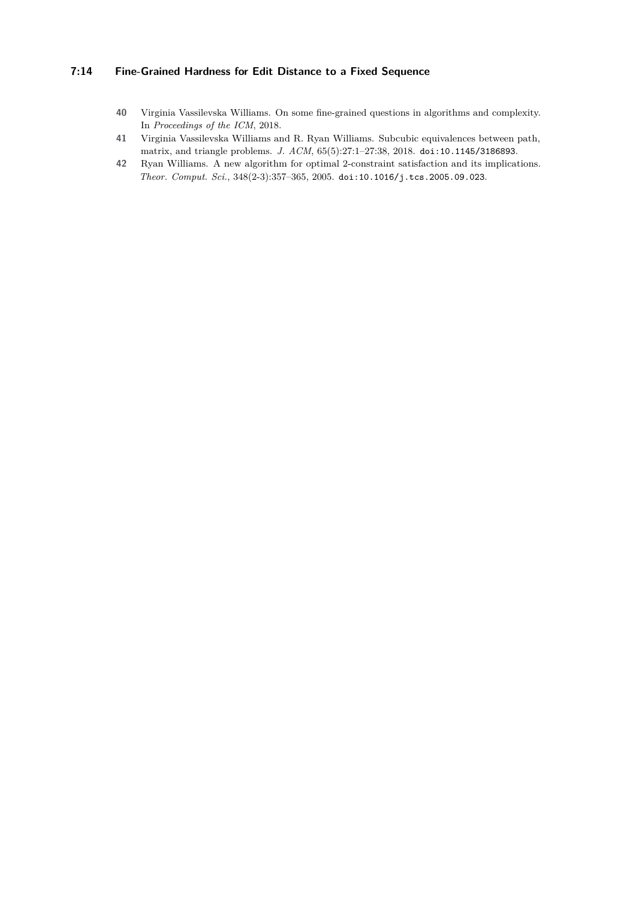40 Virginia Vassilevska Williams. On some fine-grained questions in algorithms and complexity. In *Proceedings of the ICM*, 2018.

41 Virginia Vassilevska Williams and R. Ryan Williams. Subcubic equivalences between path, matrix, and triangle problems. *J. ACM*, 65(5):27:1–27:38, 2018. doi:10.1145/3186893.

42 Ryan Williams. A new algorithm for optimal 2-constraint satisfaction and its implications. *Theor. Comput. Sci.*, 348(2-3):357–365, 2005. doi:10.1016/j.tcs.2005.09.023.